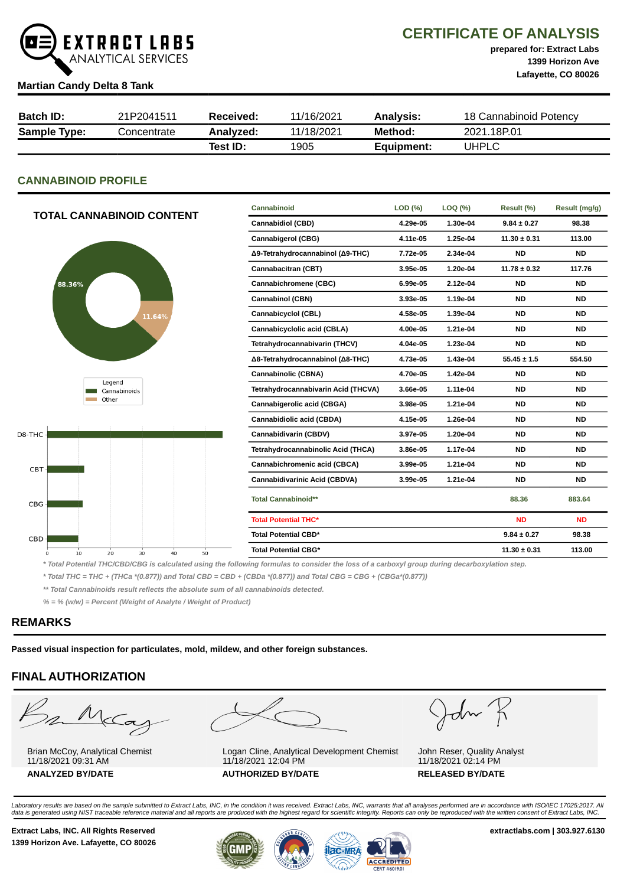# CERTIFICATE OF ANALYSIS

**prepared for: Extract Labs**
**1399 Horizon Ave**
**Lafayette, CO 80026**

EXTRACT LABS ANALYTICAL SERVICES

**Martian Candy Delta 8 Tank**

| **Batch ID:** | 21P2041511 | **Received:** | 11/16/2021 | **Analysis:** | 18 Cannabinoid Potency |
|---|---|---|---|---|---|
| **Sample Type:** | Concentrate | **Analyzed:** | 11/18/2021 | **Method:** | 2021.18P.01 |
| | | **Test ID:** | 1905 | **Equipment:** | UHPLC |

## CANNABINOID PROFILE

### TOTAL CANNABINOID CONTENT

Cannabinoids: 88.36%
Other: 11.64%

Legend: Cannabinoids, Other

D8-THC, CBT, CBG, CBD (0–50)

| Cannabinoid | LOD (%) | LOQ (%) | Result (%) | Result (mg/g) |
|---|---|---|---|---|
| Cannabidiol (CBD) | 4.29e-05 | 1.30e-04 | 9.84 ± 0.27 | 98.38 |
| Cannabigerol (CBG) | 4.11e-05 | 1.25e-04 | 11.30 ± 0.31 | 113.00 |
| Δ9-Tetrahydrocannabinol (Δ9-THC) | 7.72e-05 | 2.34e-04 | ND | ND |
| Cannabacitran (CBT) | 3.95e-05 | 1.20e-04 | 11.78 ± 0.32 | 117.76 |
| Cannabichromene (CBC) | 6.99e-05 | 2.12e-04 | ND | ND |
| Cannabinol (CBN) | 3.93e-05 | 1.19e-04 | ND | ND |
| Cannabicyclol (CBL) | 4.58e-05 | 1.39e-04 | ND | ND |
| Cannabicyclolic acid (CBLA) | 4.00e-05 | 1.21e-04 | ND | ND |
| Tetrahydrocannabivarin (THCV) | 4.04e-05 | 1.23e-04 | ND | ND |
| Δ8-Tetrahydrocannabinol (Δ8-THC) | 4.73e-05 | 1.43e-04 | 55.45 ± 1.5 | 554.50 |
| Cannabinolic (CBNA) | 4.70e-05 | 1.42e-04 | ND | ND |
| Tetrahydrocannabivarin Acid (THCVA) | 3.66e-05 | 1.11e-04 | ND | ND |
| Cannabigerolic acid (CBGA) | 3.98e-05 | 1.21e-04 | ND | ND |
| Cannabidiolic acid (CBDA) | 4.15e-05 | 1.26e-04 | ND | ND |
| Cannabidivarin (CBDV) | 3.97e-05 | 1.20e-04 | ND | ND |
| Tetrahydrocannabinolic Acid (THCA) | 3.86e-05 | 1.17e-04 | ND | ND |
| Cannabichromenic acid (CBCA) | 3.99e-05 | 1.21e-04 | ND | ND |
| Cannabidivarinic Acid (CBDVA) | 3.99e-05 | 1.21e-04 | ND | ND |
| **Total Cannabinoid**** | | | **88.36** | **883.64** |
| **Total Potential THC*** | | | **ND** | **ND** |
| **Total Potential CBD*** | | | **9.84 ± 0.27** | **98.38** |
| **Total Potential CBG*** | | | **11.30 ± 0.31** | **113.00** |

*\* Total Potential THC/CBD/CBG is calculated using the following formulas to consider the loss of a carboxyl group during decarboxylation step.*

*\* Total THC = THC + (THCa *(0.877)) and Total CBD = CBD + (CBDa *(0.877)) and Total CBG = CBG + (CBGa*(0.877))*

*\*\* Total Cannabinoids result reflects the absolute sum of all cannabinoids detected.*

*% = % (w/w) = Percent (Weight of Analyte / Weight of Product)*

## REMARKS

**Passed visual inspection for particulates, mold, mildew, and other foreign substances.**

## FINAL AUTHORIZATION

| Brian McCoy, Analytical Chemist<br>11/18/2021 09:31 AM<br>**ANALYZED BY/DATE** | Logan Cline, Analytical Development Chemist<br>11/18/2021 12:04 PM<br>**AUTHORIZED BY/DATE** | John Reser, Quality Analyst<br>11/18/2021 02:14 PM<br>**RELEASED BY/DATE** |
|---|---|---|

*Laboratory results are based on the sample submitted to Extract Labs, INC, in the condition it was received. Extract Labs, INC, warrants that all analyses performed are in accordance with ISO/IEC 17025:2017. All data is generated using NIST traceable reference material and all reports are produced with the highest regard for scientific integrity. Reports can only be reproduced with the written consent of Extract Labs, INC.*

**Extract Labs, INC. All Rights Reserved**
**1399 Horizon Ave. Lafayette, CO 80026**

**extractlabs.com | 303.927.6130**

ACCREDITED CERT #6019.01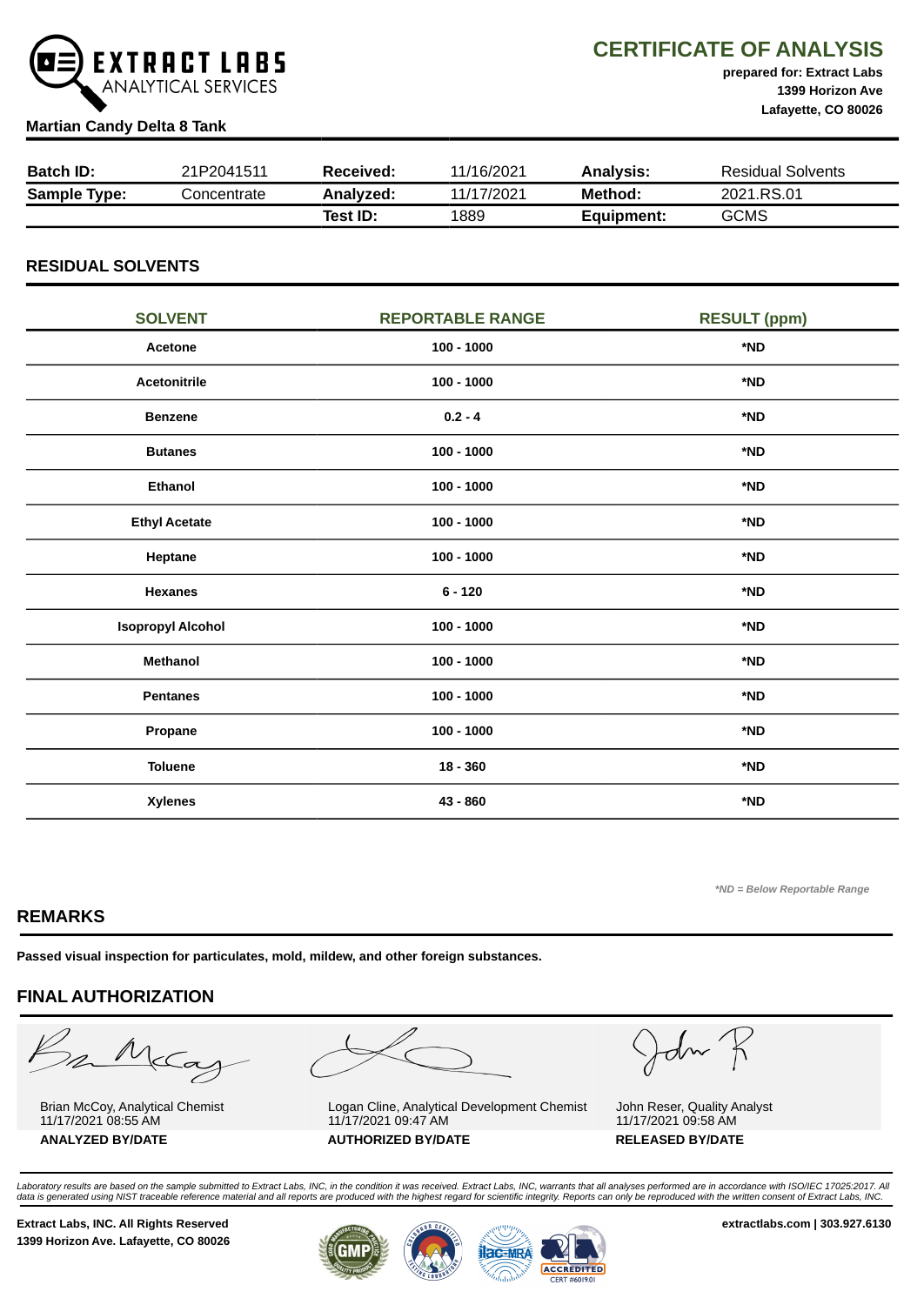# CERTIFICATE OF ANALYSIS

**EXTRACT LABS** ANALYTICAL SERVICES

**prepared for: Extract Labs**
**1399 Horizon Ave**
**Lafayette, CO 80026**

**Martian Candy Delta 8 Tank**

| **Batch ID:** | 21P2041511 | **Received:** | 11/16/2021 | **Analysis:** | Residual Solvents |
|---|---|---|---|---|---|
| **Sample Type:** | Concentrate | **Analyzed:** | 11/17/2021 | **Method:** | 2021.RS.01 |
| | | **Test ID:** | 1889 | **Equipment:** | GCMS |

## RESIDUAL SOLVENTS

| SOLVENT | REPORTABLE RANGE | RESULT (ppm) |
|---|---|---|
| **Acetone** | **100 - 1000** | ***ND** |
| **Acetonitrile** | **100 - 1000** | ***ND** |
| **Benzene** | **0.2 - 4** | ***ND** |
| **Butanes** | **100 - 1000** | ***ND** |
| **Ethanol** | **100 - 1000** | ***ND** |
| **Ethyl Acetate** | **100 - 1000** | ***ND** |
| **Heptane** | **100 - 1000** | ***ND** |
| **Hexanes** | **6 - 120** | ***ND** |
| **Isopropyl Alcohol** | **100 - 1000** | ***ND** |
| **Methanol** | **100 - 1000** | ***ND** |
| **Pentanes** | **100 - 1000** | ***ND** |
| **Propane** | **100 - 1000** | ***ND** |
| **Toluene** | **18 - 360** | ***ND** |
| **Xylenes** | **43 - 860** | ***ND** |

*\*ND = Below Reportable Range*

## REMARKS

**Passed visual inspection for particulates, mold, mildew, and other foreign substances.**

## FINAL AUTHORIZATION

| Brian McCoy, Analytical Chemist<br>11/17/2021 08:55 AM<br>**ANALYZED BY/DATE** | Logan Cline, Analytical Development Chemist<br>11/17/2021 09:47 AM<br>**AUTHORIZED BY/DATE** | John Reser, Quality Analyst<br>11/17/2021 09:58 AM<br>**RELEASED BY/DATE** |
|---|---|---|

*Laboratory results are based on the sample submitted to Extract Labs, INC, in the condition it was received. Extract Labs, INC, warrants that all analyses performed are in accordance with ISO/IEC 17025:2017. All data is generated using NIST traceable reference material and all reports are produced with the highest regard for scientific integrity. Reports can only be reproduced with the written consent of Extract Labs, INC.*

**Extract Labs, INC. All Rights Reserved**
**1399 Horizon Ave. Lafayette, CO 80026**

**extractlabs.com | 303.927.6130**

ACCREDITED CERT #6019.01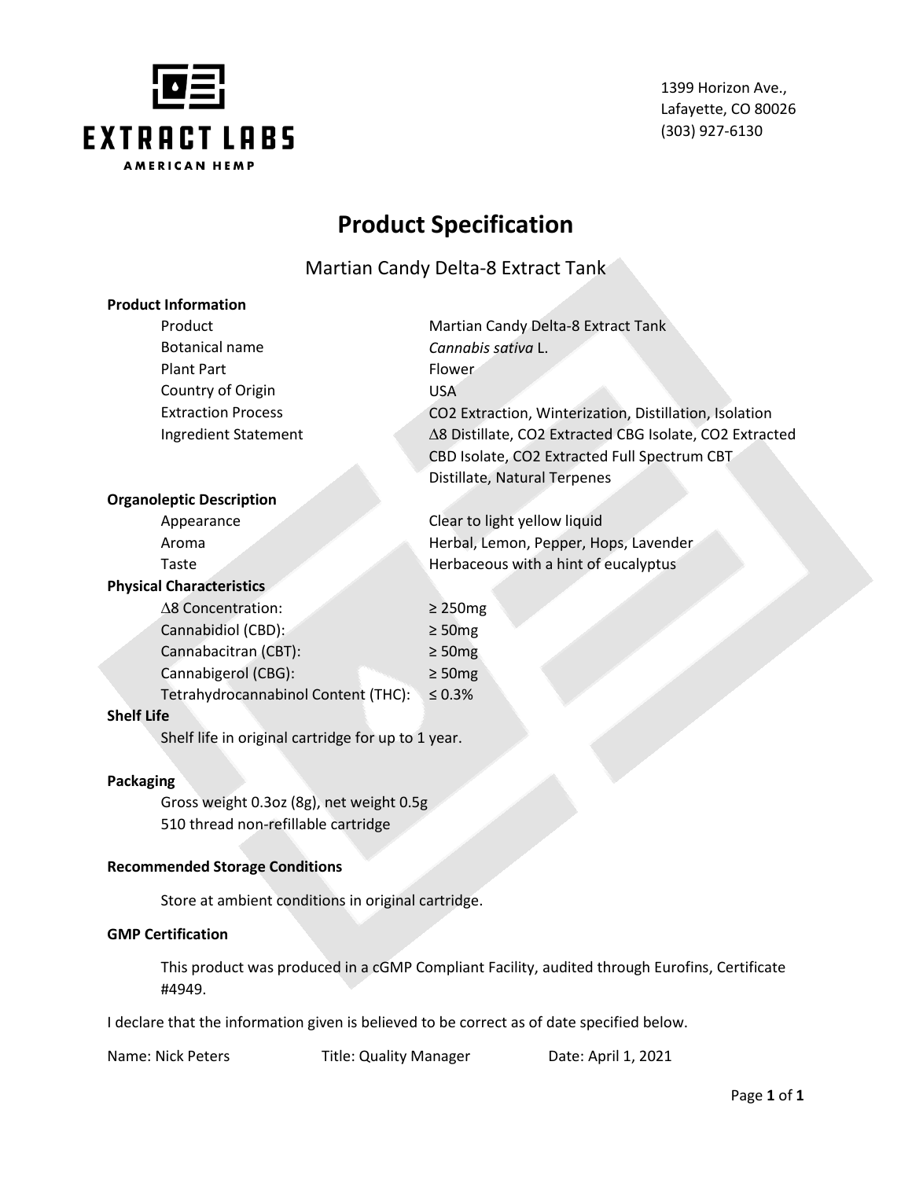EXTRACT LABS

AMERICAN HEMP

1399 Horizon Ave.,
Lafayette, CO 80026
(303) 927-6130

# Product Specification

## Martian Candy Delta-8 Extract Tank

### Product Information

| | |
|---|---|
| Product | Martian Candy Delta-8 Extract Tank |
| Botanical name | *Cannabis sativa* L. |
| Plant Part | Flower |
| Country of Origin | USA |
| Extraction Process | $CO_2$ Extraction, Winterization, Distillation, Isolation |
| Ingredient Statement | $\Delta 8$ Distillate, $CO_2$ Extracted CBG Isolate, $CO_2$ Extracted CBD Isolate, $CO_2$ Extracted Full Spectrum CBT Distillate, Natural Terpenes |

### Organoleptic Description

| | |
|---|---|
| Appearance | Clear to light yellow liquid |
| Aroma | Herbal, Lemon, Pepper, Hops, Lavender |
| Taste | Herbaceous with a hint of eucalyptus |

### Physical Characteristics

| | |
|---|---|
| $\Delta 8$ Concentration: | ≥ 250mg |
| Cannabidiol (CBD): | ≥ 50mg |
| Cannabacitran (CBT): | ≥ 50mg |
| Cannabigerol (CBG): | ≥ 50mg |
| Tetrahydrocannabinol Content (THC): | ≤ 0.3% |

### Shelf Life

Shelf life in original cartridge for up to 1 year.

### Packaging

Gross weight 0.3oz (8g), net weight 0.5g
510 thread non-refillable cartridge

### Recommended Storage Conditions

Store at ambient conditions in original cartridge.

### GMP Certification

This product was produced in a cGMP Compliant Facility, audited through Eurofins, Certificate #4949.

I declare that the information given is believed to be correct as of date specified below.

Name: Nick Peters    Title: Quality Manager    Date: April 1, 2021